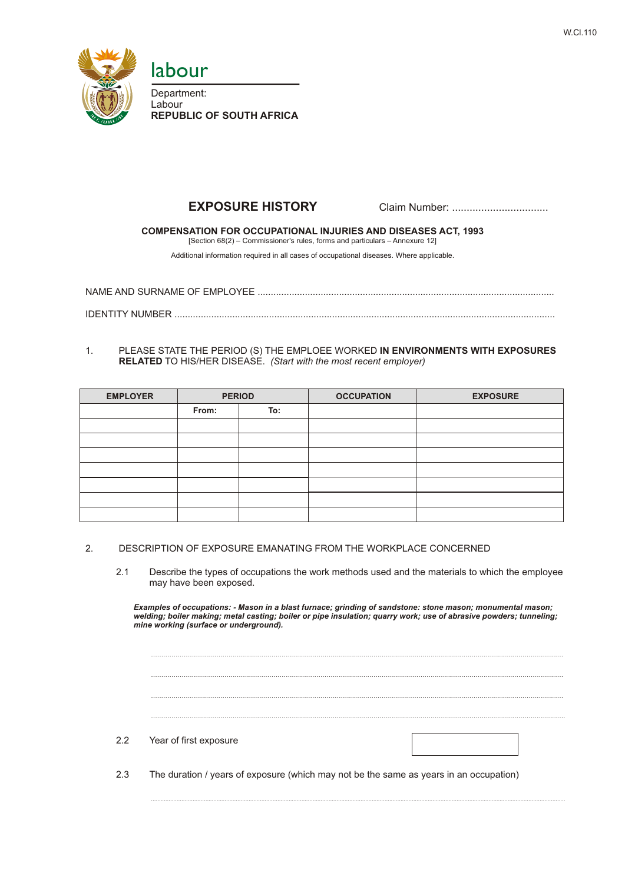W.Cl.110

labour

Department:
Labour
**REPUBLIC OF SOUTH AFRICA**

# EXPOSURE HISTORY

Claim Number: .................................

**COMPENSATION FOR OCCUPATIONAL INJURIES AND DISEASES ACT, 1993**

[Section 68(2) – Commissioner's rules, forms and particulars – Annexure 12]

Additional information required in all cases of occupational diseases. Where applicable.

NAME AND SURNAME OF EMPLOYEE ..................................................................................................................

IDENTITY NUMBER ..................................................................................................................................

1. PLEASE STATE THE PERIOD (S) THE EMPLOEE WORKED **IN ENVIRONMENTS WITH EXPOSURES RELATED** TO HIS/HER DISEASE. *(Start with the most recent employer)*

| EMPLOYER | PERIOD | | OCCUPATION | EXPOSURE |
|---|---|---|---|---|
| | **From:** | **To:** | | |
| | | | | |
| | | | | |
| | | | | |
| | | | | |
| | | | | |
| | | | | |
| | | | | |

2. DESCRIPTION OF EXPOSURE EMANATING FROM THE WORKPLACE CONCERNED

2.1 Describe the types of occupations the work methods used and the materials to which the employee may have been exposed.

***Examples of occupations: - Mason in a blast furnace; grinding of sandstone: stone mason; monumental mason; welding; boiler making; metal casting; boiler or pipe insulation; quarry work; use of abrasive powders; tunneling; mine working (surface or underground).***

..................................................................................................................................

..................................................................................................................................

..................................................................................................................................

..................................................................................................................................

2.2 Year of first exposure

2.3 The duration / years of exposure (which may not be the same as years in an occupation)

..................................................................................................................................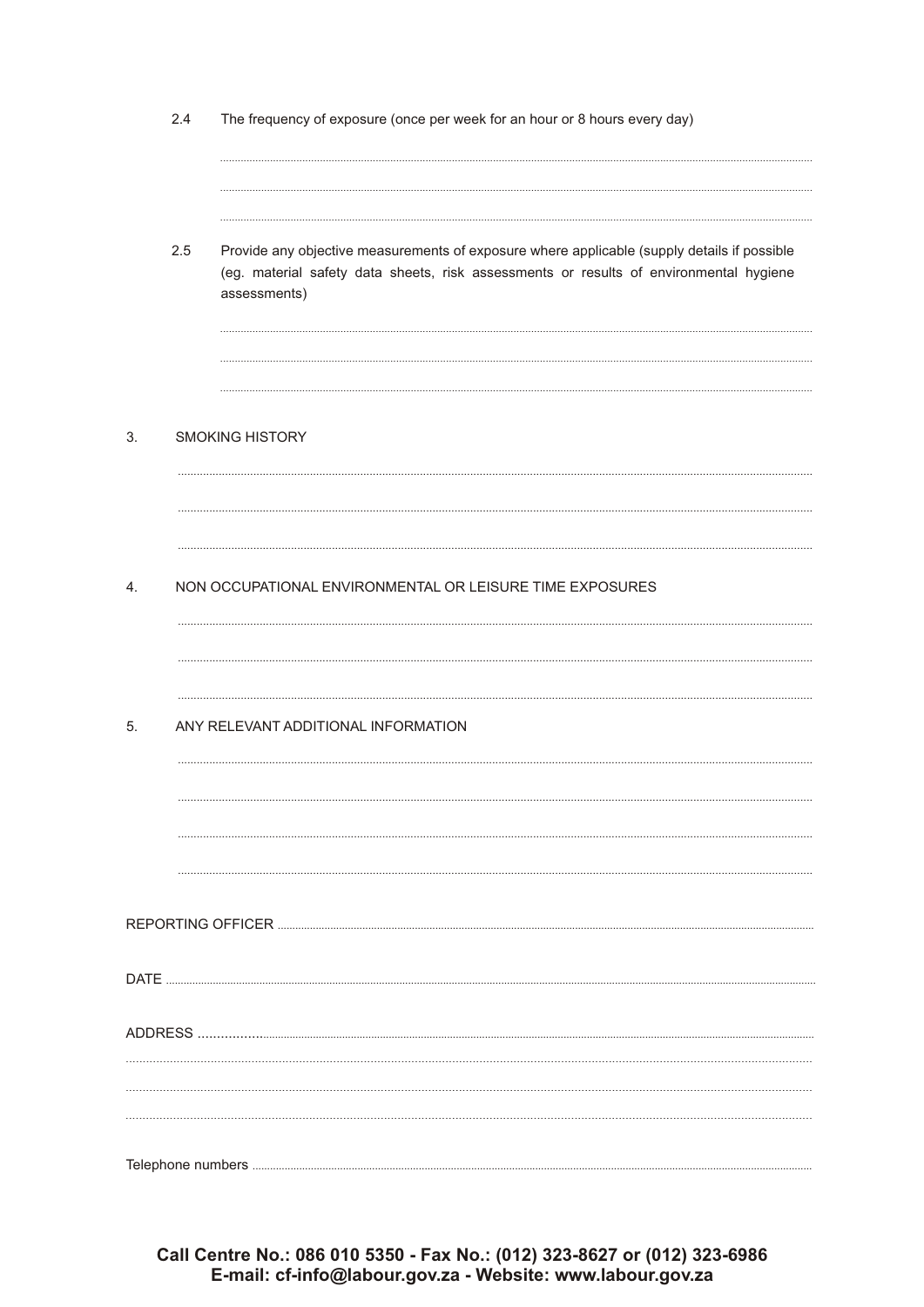2.4 The frequency of exposure (once per week for an hour or 8 hours every day)

..........................................................................................................................................

..........................................................................................................................................

..........................................................................................................................................

2.5 Provide any objective measurements of exposure where applicable (supply details if possible (eg. material safety data sheets, risk assessments or results of environmental hygiene assessments)

..........................................................................................................................................

..........................................................................................................................................

..........................................................................................................................................

3. SMOKING HISTORY

..........................................................................................................................................

..........................................................................................................................................

..........................................................................................................................................

4. NON OCCUPATIONAL ENVIRONMENTAL OR LEISURE TIME EXPOSURES

..........................................................................................................................................

..........................................................................................................................................

..........................................................................................................................................

5. ANY RELEVANT ADDITIONAL INFORMATION

..........................................................................................................................................

..........................................................................................................................................

..........................................................................................................................................

..........................................................................................................................................

REPORTING OFFICER ..........................................................................................................

DATE ..................................................................................................................................

ADDRESS ...............................................................................................................................

..........................................................................................................................................

..........................................................................................................................................

..........................................................................................................................................

Telephone numbers ..............................................................................................................

**Call Centre No.: 086 010 5350 - Fax No.: (012) 323-8627 or (012) 323-6986**
**E-mail: cf-info@labour.gov.za - Website: www.labour.gov.za**